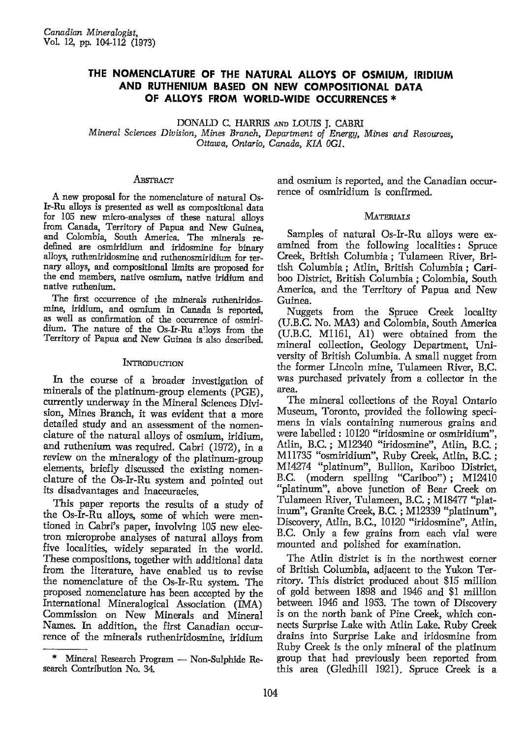# THE NOMENCLATURE OF THE NATURAL ALLOYS OF OSMIUM, IRIDIUM AND RUTHENIUM BASED ON NEW COMPOSITIONAL DATA OF ALLOYS FROM WORLD-WIDE OCCURRENCES *

DONALD C. HARRIS AND LOUIS J. CABRI

*Mineral Sciences Division, Mines Branch, Department of Energy, Mines and Resources, Ottawa, Ontario, Canada, K1A 0G1.*

## ABSTRACT

A new proposal for the nomenclature of natural Os-Ir-Ru alloys is presented as well as compositional data for 105 new micro-analyses of these natural alloys from Canada, Territory of Papua and New Guinea, and Colombia, South America. The minerals redefined are osmiridium and iridosmine for binary alloys, rutheniridosmine and ruthenosmiridium for ternary alloys, and compositional limits are proposed for the end members, native osmium, native iridium and native ruthenium.

The first occurrence of the minerals rutheniridosmine, iridium, and osmium in Canada is reported, as well as confirmation of the occurrence of osmiridium. The nature of the Os-Ir-Ru alloys from the Territory of Papua and New Guinea is also described.

## INTRODUCTION

In the course of a broader investigation of minerals of the platinum-group elements (PGE), currently underway in the Mineral Sciences Division, Mines Branch, it was evident that a more detailed study and an assessment of the nomenclature of the natural alloys of osmium, iridium, and ruthenium was required. Cabri (1972), in a review on the mineralogy of the platinum-group elements, briefly discussed the existing nomenclature of the Os-Ir-Ru system and pointed out its disadvantages and inaccuracies.

This paper reports the results of a study of the Os-Ir-Ru alloys, some of which were mentioned in Cabri's paper, involving 105 new electron microprobe analyses of natural alloys from five localities, widely separated in the world. These compositions, together with additional data from the literature, have enabled us to revise the nomenclature of the Os-Ir-Ru system. The proposed nomenclature has been accepted by the International Mineralogical Association (IMA) Commission on New Minerals and Mineral Names. In addition, the first Canadian occurrence of the minerals rutheniridosmine, iridium and osmium is reported, and the Canadian occurrence of osmiridium is confirmed.

## MATERIALS

Samples of natural Os-Ir-Ru alloys were examined from the following localities: Spruce Creek, British Columbia; Tulameen River, British Columbia; Atlin, British Columbia; Cariboo District, British Columbia; Colombia, South America, and the Territory of Papua and New Guinea.

Nuggets from the Spruce Creek locality (U.B.C. No. MA3) and Colombia, South America (U.B.C. M1161, A1) were obtained from the mineral collection, Geology Department, University of British Columbia. A small nugget from the former Lincoln mine, Tulameen River, B.C. was purchased privately from a collector in the area.

The mineral collections of the Royal Ontario Museum, Toronto, provided the following specimens in vials containing numerous grains and were labelled: 10120 "iridosmine or osmiridium", Atlin, B.C.; M12340 "iridosmine", Atlin, B.C.; M11735 "osmiridium", Ruby Creek, Atlin, B.C.; M14274 "platinum", Bullion, Kariboo District, B.C. (modern spelling "Cariboo"); M12410 "platinum", above junction of Bear Creek on Tulameen River, Tulameen, B.C.; M18477 "platinum", Granite Creek, B.C.; M12339 "platinum", Discovery, Atlin, B.C., 10120 "iridosmine", Atlin, B.C. Only a few grains from each vial were mounted and polished for examination.

The Atlin district is in the northwest corner of British Columbia, adjacent to the Yukon Territory. This district produced about \$15 million of gold between 1898 and 1946 and \$1 million between 1946 and 1953. The town of Discovery is on the north bank of Pine Creek, which connects Surprise Lake with Atlin Lake. Ruby Creek drains into Surprise Lake and iridosmine from Ruby Creek is the only mineral of the platinum group that had previously been reported from this area (Gledhill 1921). Spruce Creek is a

---

\* Mineral Research Program — Non-Sulphide Research Contribution No. 34.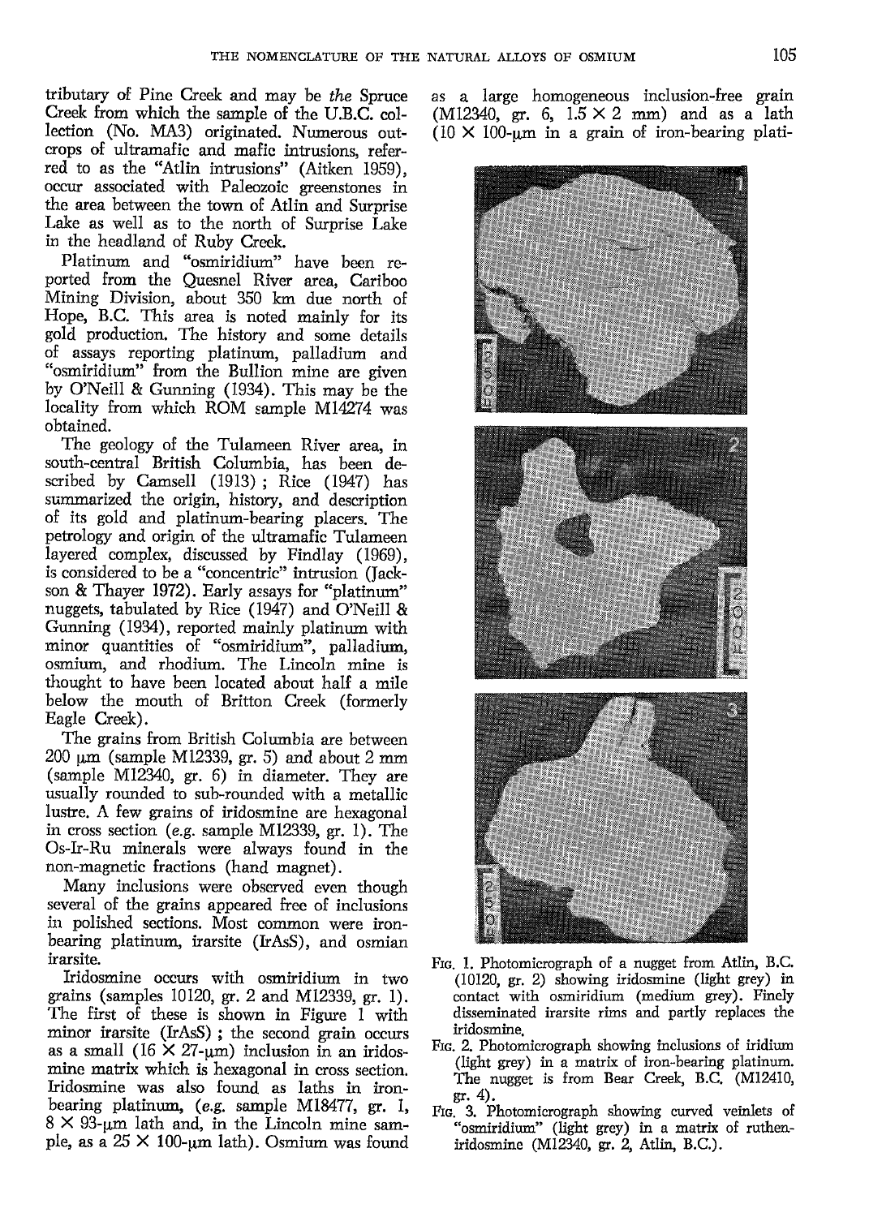tributary of Pine Creek and may be *the* Spruce Creek from which the sample of the U.B.C. collection (No. MA3) originated. Numerous outcrops of ultramafic and mafic intrusions, referred to as the "Atlin intrusions" (Aitken 1959), occur associated with Paleozoic greenstones in the area between the town of Atlin and Surprise Lake as well as to the north of Surprise Lake in the headland of Ruby Creek.

Platinum and "osmiridium" have been reported from the Quesnel River area, Cariboo Mining Division, about 350 km due north of Hope, B.C. This area is noted mainly for its gold production. The history and some details of assays reporting platinum, palladium and "osmiridium" from the Bullion mine are given by O'Neill & Gunning (1934). This may be the locality from which ROM sample M14274 was obtained.

The geology of the Tulameen River area, in south-central British Columbia, has been described by Camsell (1913); Rice (1947) has summarized the origin, history, and description of its gold and platinum-bearing placers. The petrology and origin of the ultramafic Tulameen layered complex, discussed by Findlay (1969), is considered to be a "concentric" intrusion (Jackson & Thayer 1972). Early assays for "platinum" nuggets, tabulated by Rice (1947) and O'Neill & Gunning (1934), reported mainly platinum with minor quantities of "osmiridium", palladium, osmium, and rhodium. The Lincoln mine is thought to have been located about half a mile below the mouth of Britton Creek (formerly Eagle Creek).

The grains from British Columbia are between 200 μm (sample M12339, gr. 5) and about 2 mm (sample M12340, gr. 6) in diameter. They are usually rounded to sub-rounded with a metallic lustre. A few grains of iridosmine are hexagonal in cross section (*e.g.* sample M12339, gr. 1). The Os-Ir-Ru minerals were always found in the non-magnetic fractions (hand magnet).

Many inclusions were observed even though several of the grains appeared free of inclusions in polished sections. Most common were iron-bearing platinum, irarsite (IrAsS), and osmian irarsite.

Iridosmine occurs with osmiridium in two grains (samples 10120, gr. 2 and M12339, gr. 1). The first of these is shown in Figure 1 with minor irarsite (IrAsS); the second grain occurs as a small (16 × 27-μm) inclusion in an iridosmine matrix which is hexagonal in cross section. Iridosmine was also found as laths in iron-bearing platinum, (*e.g.* sample M18477, gr. 1, 8 × 93-μm lath and, in the Lincoln mine sample, as a 25 × 100-μm lath). Osmium was found as a large homogeneous inclusion-free grain (M12340, gr. 6, 1.5 × 2 mm) and as a lath (10 × 100-μm in a grain of iron-bearing plati-

FIG. 1. Photomicrograph of a nugget from Atlin, B.C. (10120, gr. 2) showing iridosmine (light grey) in contact with osmiridium (medium grey). Finely disseminated irarsite rims and partly replaces the iridosmine.

FIG. 2. Photomicrograph showing inclusions of iridium (light grey) in a matrix of iron-bearing platinum. The nugget is from Bear Creek, B.C. (M12410, gr. 4).

FIG. 3. Photomicrograph showing curved veinlets of "osmiridium" (light grey) in a matrix of rutheniridosmine (M12340, gr. 2, Atlin, B.C.).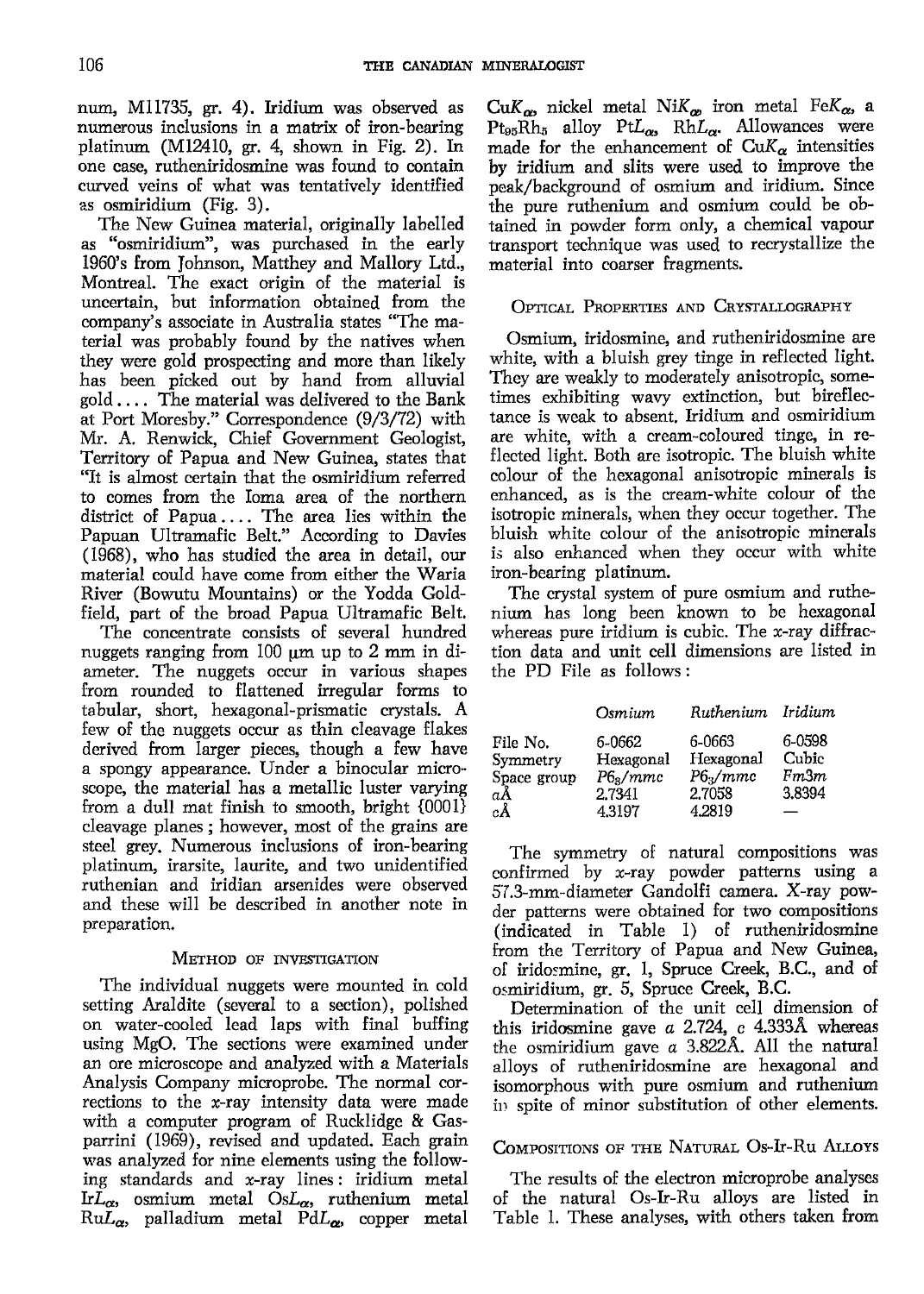num, M11735, gr. 4). Iridium was observed as numerous inclusions in a matrix of iron-bearing platinum (M12410, gr. 4, shown in Fig. 2). In one case, rutheniridosmine was found to contain curved veins of what was tentatively identified as osmiridium (Fig. 3).

The New Guinea material, originally labelled as "osmiridium", was purchased in the early 1960's from Johnson, Matthey and Mallory Ltd., Montreal. The exact origin of the material is uncertain, but information obtained from the company's associate in Australia states "The material was probably found by the natives when they were gold prospecting and more than likely has been picked out by hand from alluvial gold .... The material was delivered to the Bank at Port Moresby." Correspondence (9/3/72) with Mr. A. Renwick, Chief Government Geologist, Territory of Papua and New Guinea, states that "It is almost certain that the osmiridium referred to comes from the Ioma area of the northern district of Papua .... The area lies within the Papuan Ultramafic Belt." According to Davies (1968), who has studied the area in detail, our material could have come from either the Waria River (Bowutu Mountains) or the Yodda Goldfield, part of the broad Papua Ultramafic Belt.

The concentrate consists of several hundred nuggets ranging from 100 μm up to 2 mm in diameter. The nuggets occur in various shapes from rounded to flattened irregular forms to tabular, short, hexagonal-prismatic crystals. A few of the nuggets occur as thin cleavage flakes derived from larger pieces, though a few have a spongy appearance. Under a binocular microscope, the material has a metallic luster varying from a dull mat finish to smooth, bright {0001} cleavage planes ; however, most of the grains are steel grey. Numerous inclusions of iron-bearing platinum, irarsite, laurite, and two unidentified ruthenian and iridian arsenides were observed and these will be described in another note in preparation.

## Method of Investigation

The individual nuggets were mounted in cold setting Araldite (several to a section), polished on water-cooled lead laps with final buffing using MgO. The sections were examined under an ore microscope and analyzed with a Materials Analysis Company microprobe. The normal corrections to the x-ray intensity data were made with a computer program of Rucklidge & Gasparrini (1969), revised and updated. Each grain was analyzed for nine elements using the following standards and x-ray lines: iridium metal Ir$L_\alpha$, osmium metal Os$L_\alpha$, ruthenium metal Ru$L_\alpha$, palladium metal Pd$L_\alpha$, copper metal Cu$K_\alpha$, nickel metal Ni$K_\alpha$, iron metal Fe$K_\alpha$, a $Pt_{95}Rh_5$ alloy Pt$L_\alpha$, Rh$L_\alpha$. Allowances were made for the enhancement of Cu$K_\alpha$ intensities by iridium and slits were used to improve the peak/background of osmium and iridium. Since the pure ruthenium and osmium could be obtained in powder form only, a chemical vapour transport technique was used to recrystallize the material into coarser fragments.

## Optical Properties and Crystallography

Osmium, iridosmine, and rutheniridosmine are white, with a bluish grey tinge in reflected light. They are weakly to moderately anisotropic, sometimes exhibiting wavy extinction, but bireflectance is weak to absent. Iridium and osmiridium are white, with a cream-coloured tinge, in reflected light. Both are isotropic. The bluish white colour of the hexagonal anisotropic minerals is enhanced, as is the cream-white colour of the isotropic minerals, when they occur together. The bluish white colour of the anisotropic minerals is also enhanced when they occur with white iron-bearing platinum.

The crystal system of pure osmium and ruthenium has long been known to be hexagonal whereas pure iridium is cubic. The x-ray diffraction data and unit cell dimensions are listed in the PD File as follows:

| | Osmium | Ruthenium | Iridium |
|---|---|---|---|
| File No. | 6-0662 | 6-0663 | 6-0598 |
| Symmetry | Hexagonal | Hexagonal | Cubic |
| Space group | $P6_3/mmc$ | $P6_3/mmc$ | $Fm3m$ |
| $a$Å | 2.7341 | 2.7058 | 3.8394 |
| $c$Å | 4.3197 | 4.2819 | — |

The symmetry of natural compositions was confirmed by x-ray powder patterns using a 57.3-mm-diameter Gandolfi camera. X-ray powder patterns were obtained for two compositions (indicated in Table 1) of rutheniridosmine from the Territory of Papua and New Guinea, of iridosmine, gr. 1, Spruce Creek, B.C., and of osmiridium, gr. 5, Spruce Creek, B.C.

Determination of the unit cell dimension of this iridosmine gave $a$ 2.724, $c$ 4.333Å whereas the osmiridium gave $a$ 3.822Å. All the natural alloys of rutheniridosmine are hexagonal and isomorphous with pure osmium and ruthenium in spite of minor substitution of other elements.

## Compositions of the Natural Os-Ir-Ru Alloys

The results of the electron microprobe analyses of the natural Os-Ir-Ru alloys are listed in Table 1. These analyses, with others taken from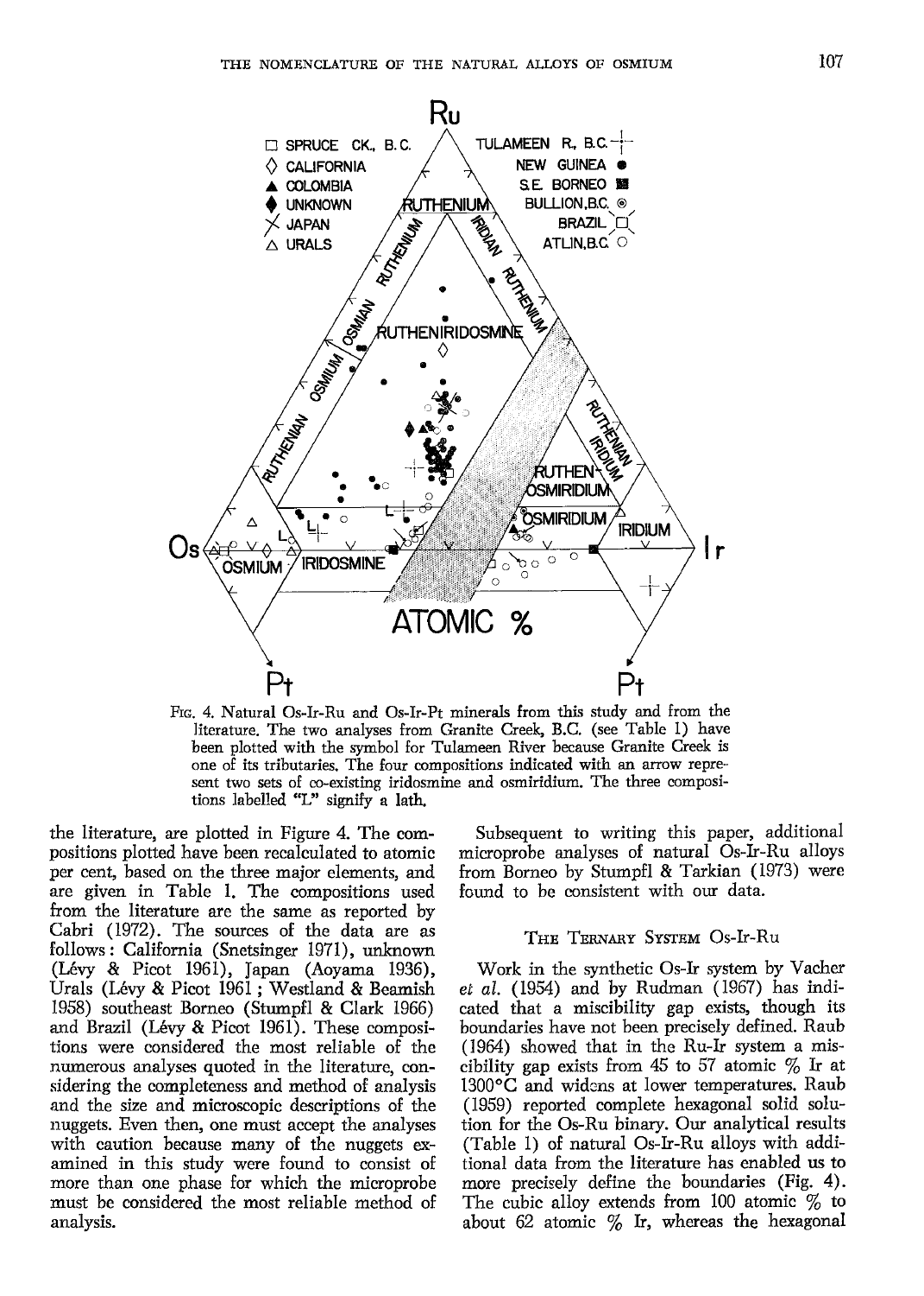FIG. 4. Natural Os-Ir-Ru and Os-Ir-Pt minerals from this study and from the literature. The two analyses from Granite Creek, B.C. (see Table 1) have been plotted with the symbol for Tulameen River because Granite Creek is one of its tributaries. The four compositions indicated with an arrow represent two sets of co-existing iridosmine and osmiridium. The three compositions labelled "L" signify a lath.

the literature, are plotted in Figure 4. The compositions plotted have been recalculated to atomic per cent, based on the three major elements, and are given in Table 1. The compositions used from the literature are the same as reported by Cabri (1972). The sources of the data are as follows: California (Snetsinger 1971), unknown (Lévy & Picot 1961), Japan (Aoyama 1936), Urals (Lévy & Picot 1961; Westland & Beamish 1958) southeast Borneo (Stumpfl & Clark 1966) and Brazil (Lévy & Picot 1961). These compositions were considered the most reliable of the numerous analyses quoted in the literature, considering the completeness and method of analysis and the size and microscopic descriptions of the nuggets. Even then, one must accept the analyses with caution because many of the nuggets examined in this study were found to consist of more than one phase for which the microprobe must be considered the most reliable method of analysis.

Subsequent to writing this paper, additional microprobe analyses of natural Os-Ir-Ru alloys from Borneo by Stumpfl & Tarkian (1973) were found to be consistent with our data.

## The Ternary System Os-Ir-Ru

Work in the synthetic Os-Ir system by Vacher *et al.* (1954) and by Rudman (1967) has indicated that a miscibility gap exists, though its boundaries have not been precisely defined. Raub (1964) showed that in the Ru-Ir system a miscibility gap exists from 45 to 57 atomic % Ir at 1300°C and widens at lower temperatures. Raub (1959) reported complete hexagonal solid solution for the Os-Ru binary. Our analytical results (Table 1) of natural Os-Ir-Ru alloys with additional data from the literature has enabled us to more precisely define the boundaries (Fig. 4). The cubic alloy extends from 100 atomic % to about 62 atomic % Ir, whereas the hexagonal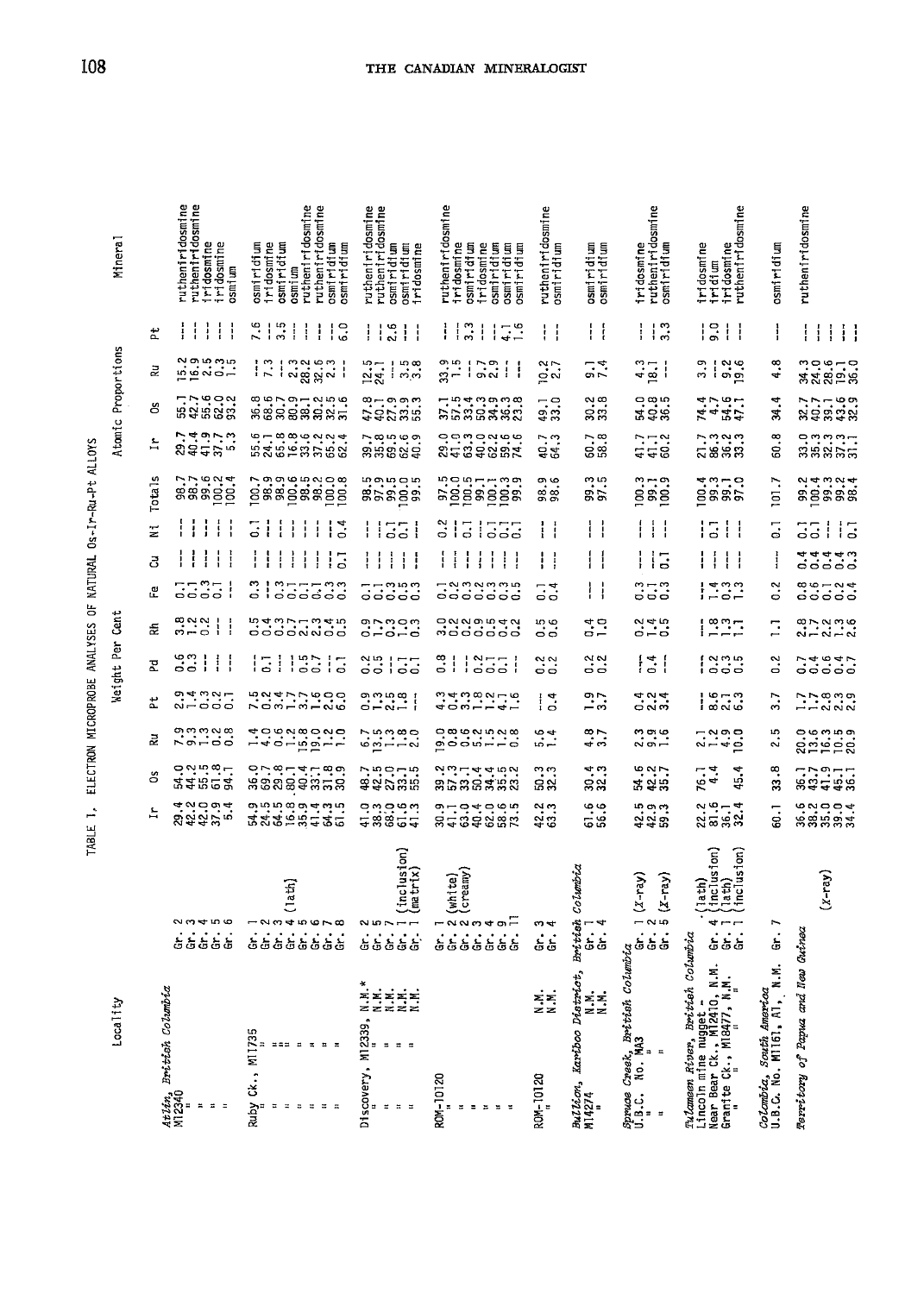TABLE 1. ELECTRON MICROPROBE ANALYSES OF NATURAL Os-Ir-Ru-Pt ALLOYS

| Locality | | Weight Per Cent | | | | | | | | | | Atomic Proportions | | | | Mineral |
|---|---|---|---|---|---|---|---|---|---|---|---|---|---|---|---|---|
| | | Ir | Os | Ru | Pt | Pd | Rh | Fe | Cu | Ni | Totals | Ir | Os | Ru | Pt | |
| *Atlin, British Columbia* | | | | | | | | | | | | | | | | |
| M12340 | Gr. 2 | 29.4 | 54.0 | 7.9 | 2.9 | 0.6 | 3.8 | 0.1 | -- | -- | 98.7 | 29.7 | 55.1 | 15.2 | -- | ruthenian iridosmine |
| " | Gr. 3 | 42.2 | 44.2 | 9.3 | 1.4 | 0.3 | 1.2 | 0.1 | -- | -- | 98.7 | 40.4 | 42.7 | 16.9 | -- | ruthenian iridosmine |
| " | Gr. 4 | 42.0 | 55.5 | 1.3 | 0.3 | -- | 0.2 | 0.3 | -- | -- | 99.6 | 41.9 | 55.6 | 2.5 | -- | iridosmine |
| " | Gr. 5 | 37.9 | 61.8 | 0.2 | 0.2 | -- | -- | 0.1 | -- | -- | 100.2 | 37.7 | 62.0 | 0.3 | -- | iridosmine |
| " | Gr. 6 | 5.4 | 94.1 | 0.8 | 0.1 | -- | -- | -- | -- | -- | 100.4 | 5.3 | 93.2 | 1.5 | -- | osmium |
| Ruby Ck., M11735 | Gr. 1 | 54.9 | 36.0 | 1.4 | 7.5 | -- | 0.5 | 0.3 | -- | 0.1 | 100.7 | 55.6 | 36.8 | -- | 7.6 | osmiridium |
| " | Gr. 2 | 24.5 | 69.7 | 4.0 | 0.2 | 0.1 | 0.4 | -- | -- | -- | 98.9 | 24.1 | 68.6 | 7.3 | -- | iridosmine |
| " | Gr. 3 (lath) | 64.5 | 29.8 | 0.6 | 3.4 | -- | 0.3 | 0.3 | -- | -- | 98.9 | 65.8 | 30.7 | -- | 3.5 | osmiridium |
| " | Gr. 4 | 16.8 | 80.1 | 1.2 | 1.7 | -- | 0.7 | 0.1 | -- | -- | 100.6 | 16.8 | 80.9 | 2.3 | -- | osmium |
| " | Gr. 5 | 35.9 | 40.4 | 15.8 | 3.7 | 0.5 | 2.1 | 0.1 | -- | -- | 98.5 | 33.6 | 38.1 | 28.2 | -- | ruthenian iridosmine |
| " | Gr. 6 | 41.4 | 33.1 | 19.0 | 1.5 | 0.7 | 2.3 | 0.1 | -- | -- | 98.2 | 37.2 | 30.2 | 32.6 | -- | ruthenian iridosmine |
| " | Gr. 7 | 64.3 | 31.8 | 1.2 | 1.6 | -- | 0.4 | 0.3 | -- | -- | 100.0 | 65.2 | 32.5 | 2.3 | -- | osmiridium |
| " | Gr. 8 | 61.5 | 30.9 | 1.0 | 6.0 | 0.1 | 0.5 | 0.3 | 0.1 | 0.4 | 100.8 | 62.4 | 31.6 | -- | 6.0 | osmiridium |
| Discovery, M12339, N.M.* | Gr. 2 | 41.0 | 48.7 | 6.7 | 0.9 | 0.2 | 0.9 | 0.1 | -- | -- | 98.5 | 39.7 | 47.8 | 12.5 | -- | ruthenian iridosmine |
| " N.M. | Gr. 5 | 38.3 | 42.5 | 13.5 | 1.3 | 0.5 | 1.7 | 0.1 | -- | -- | 97.9 | 35.8 | 40.1 | 24.1 | -- | ruthenian iridosmine |
| " N.M. | Gr. 7 | 68.0 | 27.0 | 1.3 | 2.5 | -- | 0.3 | 0.3 | -- | 0.1 | 99.5 | 69.5 | 27.9 | -- | 2.6 | osmiridium |
| " N.M. | Gr. 1 (inclusion) | 61.6 | 33.1 | 1.8 | 1.8 | 0.1 | 1.0 | 0.5 | -- | 0.1 | 100.0 | 62.6 | 33.9 | 3.5 | -- | osmiridium |
| " N.M. | Gr. 1 (matrix) | 41.3 | 55.5 | 2.0 | -- | 0.1 | 0.3 | 0.3 | -- | -- | 99.5 | 40.9 | 55.3 | 3.8 | -- | iridosmine |
| ROM-10120 | Gr. 1 | 30.9 | 39.2 | 19.0 | 4.3 | 0.8 | 3.0 | 0.1 | -- | 0.2 | 97.5 | 29.0 | 37.1 | 33.9 | -- | ruthenian iridosmine |
| " | Gr. 2 (white) | 41.1 | 57.3 | 0.8 | 0.4 | -- | 0.2 | 0.2 | -- | -- | 100.0 | 41.0 | 57.5 | 1.5 | -- | iridosmine |
| " | Gr. 2 (creamy) | 63.0 | 33.1 | 1.3 | 3.3 | -- | 0.2 | 0.2 | -- | 0.1 | 100.5 | 63.3 | 33.4 | -- | 3.3 | osmiridium |
| " | Gr. 3 | 40.4 | 50.4 | 6.2 | 1.8 | 0.2 | 0.9 | 0.2 | -- | -- | 99.1 | 40.0 | 50.3 | 9.7 | -- | iridosmine |
| " | Gr. 4 | 62.0 | 34.4 | 1.5 | 1.2 | 0.1 | 0.5 | 0.3 | -- | 0.1 | 100.1 | 62.2 | 34.9 | 2.9 | -- | osmiridium |
| " | Gr. 9 | 58.6 | 35.5 | 1.2 | 4.1 | 0.1 | 0.4 | 0.3 | -- | 0.1 | 100.3 | 59.6 | 36.3 | -- | 4.1 | osmiridium |
| " | Gr. 11 | 73.5 | 23.2 | 0.8 | 1.6 | -- | 0.2 | 0.5 | -- | 0.1 | 99.9 | 74.6 | 23.8 | -- | 1.6 | osmiridium |
| ROM-10120 N.M. | Gr. 3 | 42.2 | 50.3 | 5.6 | -- | 0.2 | 0.5 | 0.1 | -- | -- | 98.9 | 40.7 | 49.1 | 10.2 | -- | ruthenian iridosmine |
| " N.M. | Gr. 4 | 63.3 | 32.3 | 1.4 | 0.4 | 0.2 | 0.6 | 0.4 | -- | -- | 98.6 | 64.3 | 33.0 | 2.7 | -- | osmiridium |
| *Bullion, Kariboo District, British Columbia* | | | | | | | | | | | | | | | | |
| M14274 N.M. | Gr. 1 | 61.6 | 30.4 | 4.8 | 1.9 | 0.2 | 0.4 | -- | -- | -- | 99.3 | 60.7 | 30.2 | 9.1 | -- | osmiridium |
| " N.M. | Gr. 4 | 56.6 | 32.3 | 3.7 | 3.7 | 0.2 | 1.0 | -- | -- | -- | 97.5 | 58.8 | 33.8 | 7.4 | -- | osmiridium |
| *Spruce Creek, British Columbia* | | | | | | | | | | | | | | | | |
| U.B.C. No. MA3 | Gr. 1 (X-ray) | 42.5 | 54.6 | 2.3 | 0.4 | -- | 0.2 | 0.3 | -- | -- | 100.3 | 41.7 | 54.0 | 4.3 | -- | iridosmine |
| " | Gr. 2 | 42.9 | 42.2 | 9.9 | 2.4 | 0.4 | 1.4 | 0.1 | -- | -- | 99.1 | 41.1 | 40.8 | 18.1 | -- | ruthenian iridosmine |
| " | Gr. 5 (X-ray) | 59.3 | 35.7 | 1.6 | 3.4 | -- | 0.5 | 0.3 | 0.1 | -- | 100.9 | 60.2 | 36.5 | -- | 3.3 | osmiridium |
| *Tulameen River, British Columbia* | | | | | | | | | | | | | | | | |
| Lincoln mine nugget - | (lath) | 22.2 | 76.1 | 2.1 | -- | -- | -- | -- | -- | -- | 100.4 | 21.7 | 74.4 | 3.9 | -- | iridosmine |
| Near Bear Ck., M12410, N.M. | Gr. 4 (inclusion) | 81.6 | 4.4 | 1.2 | 8.6 | 0.2 | 1.8 | 1.4 | -- | 0.1 | 99.3 | 86.3 | 4.7 | -- | 9.0 | iridium |
| Granite Ck., M18477, N.M. | Gr. 1 (lath) | 36.1 | | 4.9 | 2.1 | 0.3 | 1.3 | 0.3 | -- | -- | 99.1 | 36.2 | 54.6 | 9.2 | -- | iridosmine |
| " " " | Gr. 1 (inclusion) | 32.4 | 45.4 | 10.0 | 6.3 | 0.5 | 1.1 | 1.3 | -- | -- | 97.0 | 33.3 | 47.1 | 19.6 | -- | ruthenian iridosmine |
| *Colombia, South America* | | | | | | | | | | | | | | | | |
| U.B.C. No. M1161, A1, N.M. | Gr. 7 | 60.1 | 33.8 | 2.5 | 3.7 | 0.2 | 1.1 | 0.2 | -- | 0.1 | 101.7 | 60.8 | 34.4 | 4.8 | -- | osmiridium |
| *Territory of Papua and New Guinea* | | | | | | | | | | | | | | | | |
| | | 36.6 | 36.1 | 20.0 | 1.7 | 0.7 | 2.8 | 0.8 | 0.4 | 0.1 | 99.2 | 33.0 | 32.7 | 34.3 | -- | ruthenian iridosmine |
| | | 38.2 | 43.7 | 13.6 | 1.7 | 0.4 | 1.7 | 0.6 | 0.3 | 0.1 | 100.4 | 35.3 | 40.7 | 24.0 | -- | |
| | (X-ray) | 35.0 | 41.9 | 16.3 | 2.8 | 0.6 | 2.2 | 0.1 | 0.4 | -- | 99.3 | 32.3 | 39.1 | 28.6 | -- | |
| | | 39.0 | 45.1 | 10.5 | 2.3 | 0.4 | 1.3 | 0.2 | 0.4 | -- | 99.2 | 37.3 | 43.6 | 19.1 | -- | |
| | | 34.4 | 36.1 | 20.9 | 2.9 | 0.7 | 2.6 | 0.4 | 0.3 | 0.1 | 98.4 | 31.1 | 32.9 | 36.0 | -- | |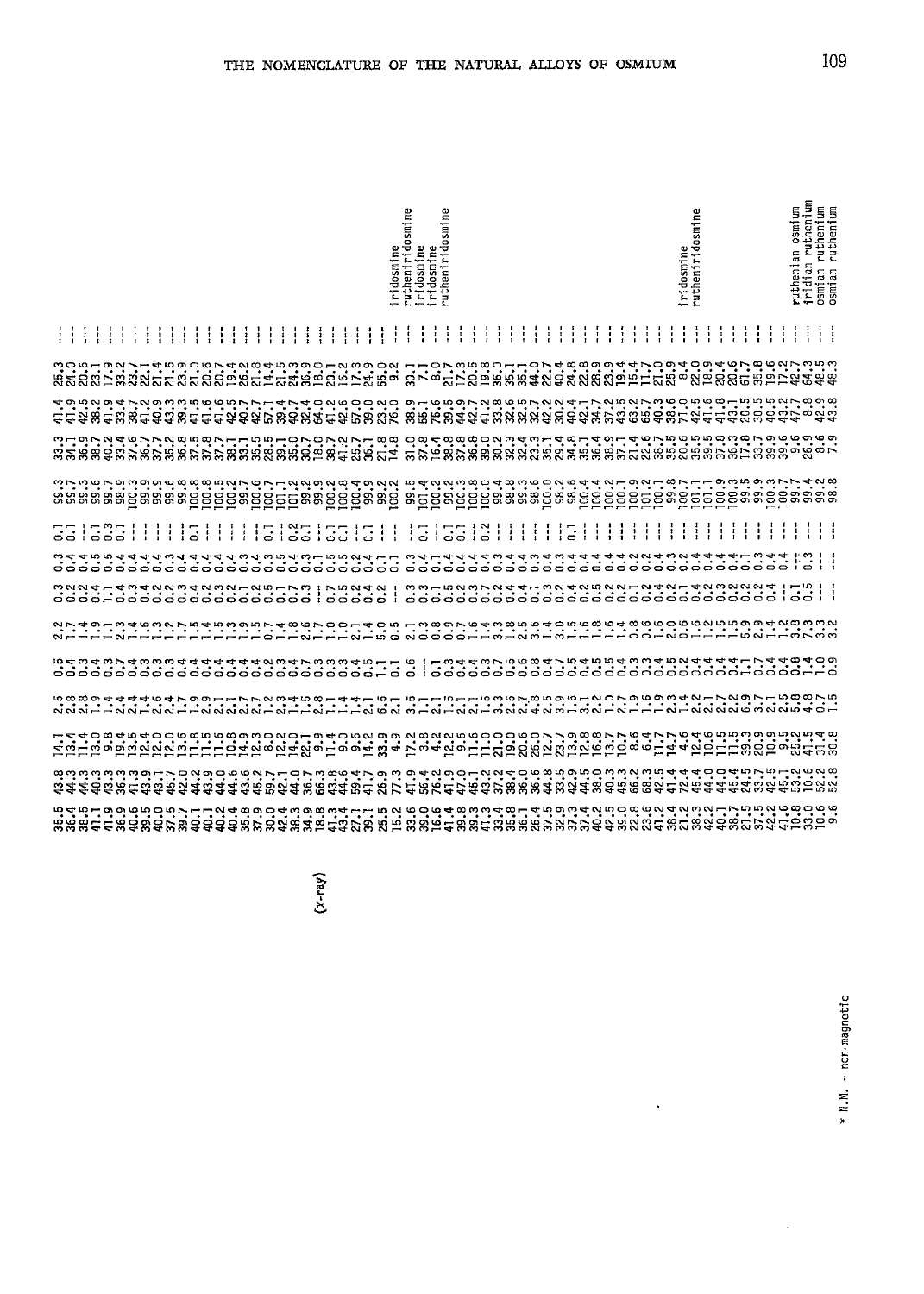| | | | | | | | | | | | | | | | |
|---|---|---|---|---|---|---|---|---|---|---|---|---|---|---|---|
| | 35.5 | 43.8 | 14.1 | 2.5 | 0.5 | 2.2 | 0.2 | 0.3 | 0.1 | 99.3 | 33.3 | 41.4 | 25.3 | --- | |
| | 36.4 | 44.3 | 13.4 | 2.8 | 0.4 | 1.7 | 0.2 | 0.4 | 0.1 | 99.7 | 34.1 | 41.9 | 24.0 | --- | |
| | 38.5 | 44.3 | 11.4 | 2.8 | 0.3 | 1.4 | 0.4 | 0.4 | --- | 99.3 | 36.9 | 42.5 | 20.6 | --- | |
| | 41.1 | 40.3 | 13.0 | 1.9 | 0.3 | 1.9 | 0.2 | 0.4 | 0.3 | 99.6 | 38.7 | 38.2 | 23.1 | --- | |
| | 41.9 | 43.3 | 9.8 | 1.2 | 0.7 | 1.1 | 1.4 | 0.5 | 0.1 | 99.7 | 40.2 | 41.9 | 17.9 | --- | |
| | 36.9 | 36.3 | 19.4 | 2.4 | 0.7 | 2.3 | 0.3 | 0.5 | --- | 98.9 | 33.4 | 33.4 | 33.2 | --- | |
| | 40.6 | 41.3 | 13.5 | 2.4 | 0.4 | 1.4 | 0.4 | 0.4 | --- | 100.3 | 37.6 | 38.7 | 23.7 | --- | |
| | 39.5 | 43.9 | 12.4 | 1.4 | 0.3 | 1.6 | 0.3 | 0.4 | --- | 99.9 | 36.7 | 41.2 | 22.1 | --- | |
| | 40.0 | 43.1 | 12.0 | 2.6 | 0.3 | 1.3 | 0.3 | 0.4 | --- | 99.9 | 37.7 | 40.9 | 21.4 | --- | |
| | 37.5 | 45.7 | 12.0 | 2.4 | 0.3 | 1.2 | 0.2 | 0.4 | --- | 99.6 | 35.2 | 43.3 | 21.5 | --- | |
| | 39.7 | 42.0 | 13.6 | 1.7 | 0.4 | 1.7 | 0.3 | 0.3 | 0.1 | 99.8 | 36.8 | 39.3 | 23.9 | --- | |
| | 40.1 | 44.2 | 11.8 | 1.9 | 0.4 | 1.5 | 0.3 | 0.4 | --- | 100.8 | 37.5 | 41.5 | 21.0 | --- | |
| | 40.2 | 43.9 | 11.5 | 2.9 | 0.4 | 1.4 | 0.4 | 0.4 | --- | 100.8 | 37.8 | 41.6 | 20.6 | --- | |
| | 40.4 | 44.0 | 11.6 | 2.1 | 0.4 | 1.5 | 0.2 | 0.4 | --- | 100.5 | 37.7 | 41.6 | 20.7 | --- | |
| | 35.8 | 44.6 | 10.8 | 2.1 | 0.4 | 1.3 | 0.3 | 0.4 | --- | 100.2 | 38.1 | 42.5 | 19.4 | --- | |
| | 37.9 | 43.6 | 14.9 | 2.7 | 0.4 | 1.9 | 0.2 | 0.4 | --- | 99.7 | 33.1 | 40.7 | 26.2 | --- | |
| | 30.0 | 45.2 | 12.3 | 2.7 | 0.4 | 1.5 | 0.1 | 0.4 | 0.1 | 100.6 | 35.5 | 42.7 | 21.8 | --- | |
| | 42.4 | 59.7 | 8.0 | 1.2 | 0.3 | 0.7 | 0.2 | 0.3 | --- | 100.7 | 28.5 | 57.1 | 14.4 | --- | |
| | 38.3 | 42.1 | 12.2 | 2.3 | 0.2 | 1.4 | 0.5 | 0.4 | 0.2 | 101.1 | 39.1 | 39.4 | 21.5 | --- | |
| | 34.9 | 44.0 | 14.0 | 1.4 | 0.3 | 1.8 | 0.1 | 0.3 | 0.1 | 101.2 | 35.0 | 40.7 | 24.3 | --- | |
| (x-ray) | | 36.7 | 22.1 | | 0.7 | 2.6 | 0.7 | 0.5 | --- | 99.9 | 30.7 | 32.4 | 36.9 | --- | |
| | 18.8 | 66.3 | 9.9 | 1.5 | 0.3 | 1.7 | 0.3 | 0.3 | 0.1 | 99.9 | 18.0 | 64.0 | 18.0 | --- | |
| | 41.3 | 43.8 | 11.4 | 2.8 | 0.3 | 1.0 | 0.3 | 0.4 | 0.1 | 100.2 | 38.7 | 41.2 | 20.1 | --- | |
| | 43.4 | 44.6 | 9.0 | 1.1 | 0.3 | 1.0 | 0.7 | 0.3 | --- | 100.8 | 41.2 | 42.6 | 16.2 | --- | |
| | 27.1 | 59.4 | 9.6 | 1.4 | 0.4 | 2.1 | 0.1 | 0.5 | 0.1 | 100.4 | 25.7 | 57.0 | 17.3 | --- | |
| | 39.1 | 41.7 | 14.2 | 2.1 | 0.5 | 1.4 | 0.2 | 0.2 | --- | 99.9 | 36.1 | 39.0 | 24.9 | --- | |
| | 25.5 | 26.9 | 33.9 | 6.5 | 1.1 | 5.0 | 0.2 | 0.4 | --- | 99.2 | 21.8 | 23.2 | 55.0 | --- | |
| | 15.2 | 77.3 | 4.9 | 2.1 | 0.1 | 0.5 | --- | 0.1 | --- | 100.2 | 14.8 | 76.0 | 9.2 | --- | iridosmine |
| | 33.6 | 41.9 | 17.2 | 3.5 | 0.6 | 2.1 | --- | 0.3 | --- | 99.5 | 31.0 | 38.9 | 30.1 | --- | rutheniridosmine |
| | 39.0 | 56.4 | 3.8 | 1.1 | --- | 1.1 | 0.3 | 0.4 | 0.1 | 101.4 | 37.8 | 55.1 | 7.1 | --- | iridosmine |
| | 16.6 | 76.2 | 4.2 | 2.1 | 0.1 | 0.3 | 0.3 | 0.1 | 0.1 | 100.2 | 16.4 | 75.6 | 8.0 | --- | iridosmine |
| | 41.4 | 41.9 | 12.2 | 1.5 | 0.3 | 0.8 | 0.3 | 0.4 | --- | 99.2 | 38.8 | 39.5 | 21.7 | --- | rutheniridosmine |
| | 39.8 | 47.0 | 9.6 | 2.1 | 0.3 | 0.9 | 0.1 | 0.4 | 0.1 | 100.3 | 37.8 | 44.9 | 17.3 | --- | |
| | 39.3 | 45.1 | 11.6 | 2.1 | 0.4 | 0.7 | 0.5 | 0.4 | --- | 100.8 | 36.8 | 42.7 | 20.5 | --- | |
| | 41.3 | 43.2 | | 1.5 | 0.4 | | 0.2 | 0.4 | 0.2 | 100.0 | 39.0 | 41.2 | 19.8 | --- | |
| | 33.4 | 37.2 | 21.0 | 3.3 | 0.3 | 2.1 | 0.3 | 0.3 | --- | 99.4 | 30.2 | 33.8 | 36.0 | --- | |
| | 35.8 | 38.4 | 19.0 | 2.5 | 0.7 | 1.4 | 0.7 | 0.4 | --- | 98.8 | 32.3 | 32.6 | 35.1 | --- | |
| | 36.1 | 36.0 | 20.6 | 2.7 | 0.5 | 3.3 | 0.4 | 0.4 | --- | 99.3 | 32.4 | 32.5 | 35.1 | --- | |
| | 26.4 | 36.6 | 26.0 | 4.8 | 0.6 | 1.8 | 0.4 | 0.3 | --- | 98.6 | 23.3 | 32.7 | 44.0 | --- | |
| | 37.5 | 44.8 | 12.7 | 2.5 | 0.8 | 3.6 | 0.1 | 0.3 | --- | 100.0 | 35.1 | 42.2 | 22.7 | --- | |
| | 32.9 | 33.5 | 23.7 | 3.9 | 0.4 | 1.4 | 0.3 | 0.4 | --- | 98.2 | 29.4 | 30.2 | 40.4 | --- | |
| | 37.3 | 42.9 | 13.9 | 1.6 | 0.7 | 3.0 | 0.3 | 0.4 | --- | 98.6 | 34.8 | 40.4 | 24.8 | --- | |
| | 37.4 | 44.5 | 12.8 | 3.1 | 0.5 | 1.5 | 0.4 | 0.4 | --- | 100.4 | 35.1 | 42.1 | 22.8 | --- | |
| | 40.2 | 38.0 | 16.8 | 2.2 | 0.4 | 1.6 | 0.2 | 0.4 | --- | 100.4 | 36.4 | 34.7 | 28.9 | --- | |
| | 42.5 | 40.3 | 13.7 | 1.0 | 0.5 | 1.8 | 0.5 | 0.4 | --- | 100.2 | 38.9 | 37.2 | 23.9 | --- | |
| | 39.0 | 45.3 | 10.7 | 2.7 | 0.5 | 1.6 | 0.2 | 0.4 | 0.1 | 100.1 | 37.1 | 43.5 | 19.4 | --- | |
| | 22.8 | 66.2 | 8.6 | 1.9 | 0.4 | 1.4 | 0.2 | 0.2 | --- | 100.9 | 21.4 | 63.2 | 15.4 | --- | |
| | 23.6 | 68.3 | 6.4 | 1.6 | 0.3 | 0.8 | 0.1 | 0.2 | --- | 101.2 | 22.6 | 65.7 | 11.7 | --- | |
| | 41.2 | 42.5 | 11.7 | 1.9 | 0.3 | 2.5 | 0.2 | 0.2 | --- | 100.1 | 38.7 | 40.3 | 21.0 | --- | |
| | 38.4 | 41.4 | 14.7 | 2.3 | 0.4 | 1.6 | 0.2 | 0.3 | --- | 99.8 | 35.5 | 38.6 | 25.9 | --- | |
| | 21.2 | 72.4 | 4.6 | 1.4 | 0.5 | 2.0 | 0.4 | 0.3 | --- | 100.7 | 20.6 | 71.0 | 8.4 | --- | iridosmine |
| | 38.3 | 45.4 | 12.4 | 2.2 | 0.2 | 0.6 | 0.2 | 0.2 | --- | 101.1 | 35.5 | 42.5 | 22.0 | --- | rutheniridosmine |
| | 42.2 | 44.0 | 10.6 | 2.1 | 0.4 | 1.6 | 0.1 | 0.4 | --- | 101.1 | 39.5 | 41.6 | 18.9 | --- | |
| | 40.1 | 45.4 | 11.5 | 2.7 | 0.4 | 1.2 | 0.4 | 0.4 | --- | 100.9 | 37.8 | 41.8 | 20.4 | --- | |
| | 38.7 | | 11.5 | 2.2 | 0.4 | 1.5 | 0.3 | 0.4 | --- | 100.3 | 36.3 | 43.1 | 20.6 | --- | |
| | 21.5 | 24.5 | 39.3 | 6.9 | 0.1 | 5.9 | 0.2 | 0.1 | --- | 99.5 | 17.8 | 20.5 | 61.7 | --- | |
| | 37.5 | 33.7 | 20.9 | 3.7 | 0.7 | 2.9 | 0.2 | 0.3 | --- | 99.9 | 33.7 | 30.5 | 35.8 | --- | |
| | 42.2 | 42.5 | 10.9 | 2.1 | 0.4 | 1.4 | 0.4 | 0.4 | --- | 100.3 | 39.9 | 40.5 | 19.6 | --- | |
| | 41.6 | 45.1 | 9.5 | 2.5 | 0.4 | 1.2 | --- | 0.4 | --- | 100.7 | 39.6 | 43.2 | 17.2 | --- | |
| | 10.8 | 53.2 | 25.2 | 5.8 | 0.8 | 3.8 | 0.7 | --- | --- | 99.7 | 9.6 | 47.7 | 42.7 | --- | ruthenian osmium |
| | 33.0 | 10.6 | 41.5 | 4.8 | 1.4 | 7.3 | 0.5 | 0.3 | --- | 99.4 | 26.9 | 8.8 | 64.3 | --- | iridian ruthenium |
| | 10.6 | 52.2 | 31.4 | 0.7 | 0.8 | 3.3 | --- | --- | --- | 99.2 | 8.6 | 42.9 | 48.5 | --- | osmian ruthenium |
| | 9.6 | 52.8 | 30.8 | 1.5 | 0.9 | 3.2 | --- | --- | --- | 98.8 | 7.9 | 43.8 | 48.3 | --- | osmian ruthenium |

* N.M. - non-magnetic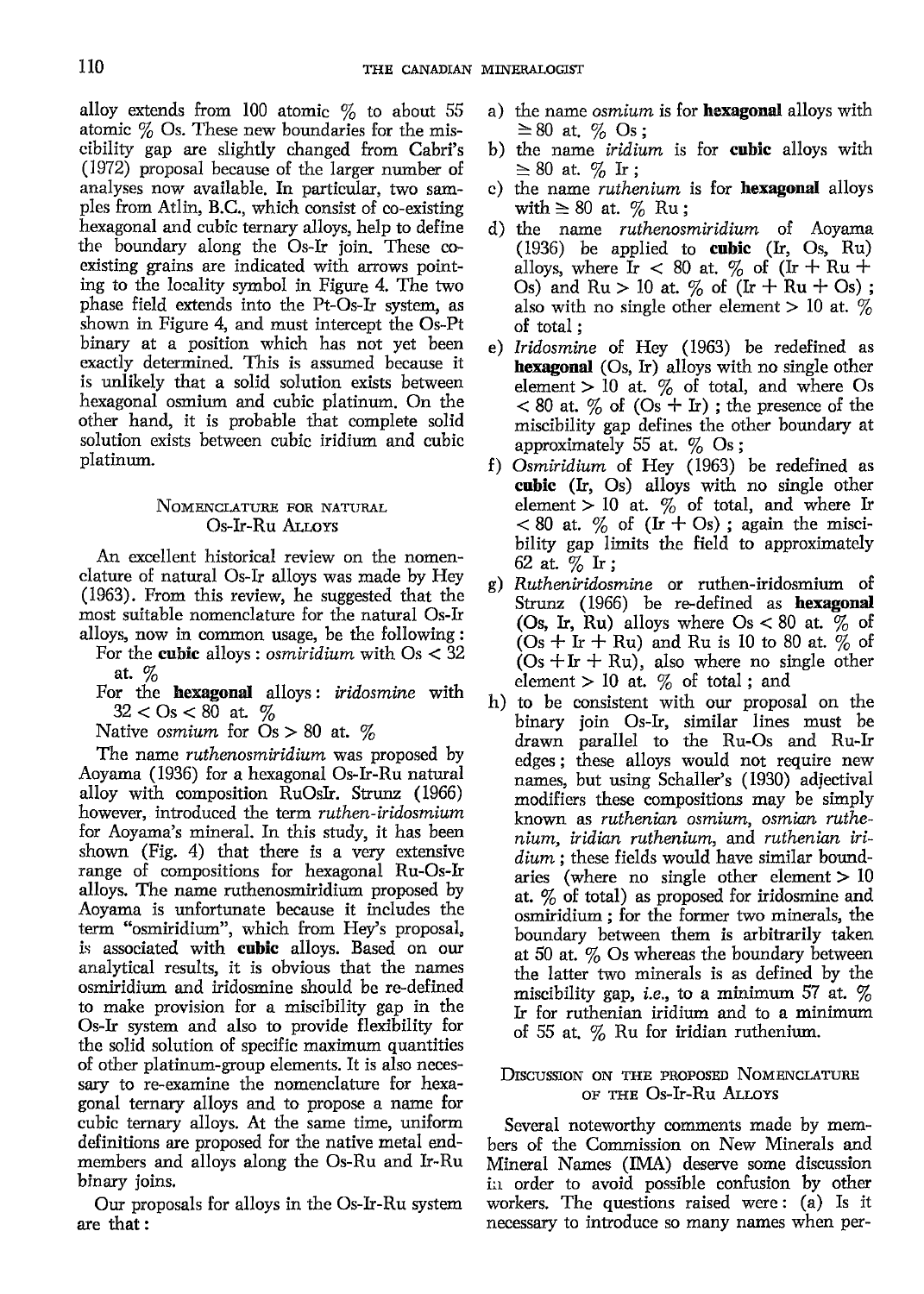alloy extends from 100 atomic % to about 55 atomic % Os. These new boundaries for the miscibility gap are slightly changed from Cabri's (1972) proposal because of the larger number of analyses now available. In particular, two samples from Atlin, B.C., which consist of co-existing hexagonal and cubic ternary alloys, help to define the boundary along the Os-Ir join. These co-existing grains are indicated with arrows pointing to the locality symbol in Figure 4. The two phase field extends into the Pt-Os-Ir system, as shown in Figure 4, and must intercept the Os-Pt binary at a position which has not yet been exactly determined. This is assumed because it is unlikely that a solid solution exists between hexagonal osmium and cubic platinum. On the other hand, it is probable that complete solid solution exists between cubic iridium and cubic platinum.

## Nomenclature for natural Os-Ir-Ru Alloys

An excellent historical review on the nomenclature of natural Os-Ir alloys was made by Hey (1963). From this review, he suggested that the most suitable nomenclature for the natural Os-Ir alloys, now in common usage, be the following:

For the **cubic** alloys: *osmiridium* with Os < 32 at. %

For the **hexagonal** alloys: *iridosmine* with 32 < Os < 80 at. %

Native *osmium* for Os > 80 at. %

The name *ruthenosmiridium* was proposed by Aoyama (1936) for a hexagonal Os-Ir-Ru natural alloy with composition RuOsIr. Strunz (1966) however, introduced the term *ruthen-iridosmium* for Aoyama's mineral. In this study, it has been shown (Fig. 4) that there is a very extensive range of compositions for hexagonal Ru-Os-Ir alloys. The name ruthenosmiridium proposed by Aoyama is unfortunate because it includes the term "osmiridium", which from Hey's proposal, is associated with **cubic** alloys. Based on our analytical results, it is obvious that the names osmiridium and iridosmine should be re-defined to make provision for a miscibility gap in the Os-Ir system and also to provide flexibility for the solid solution of specific maximum quantities of other platinum-group elements. It is also necessary to re-examine the nomenclature for hexagonal ternary alloys and to propose a name for cubic ternary alloys. At the same time, uniform definitions are proposed for the native metal end-members and alloys along the Os-Ru and Ir-Ru binary joins.

Our proposals for alloys in the Os-Ir-Ru system are that:

a) the name *osmium* is for **hexagonal** alloys with ≥ 80 at. % Os;
b) the name *iridium* is for **cubic** alloys with ≥ 80 at. % Ir;
c) the name *ruthenium* is for **hexagonal** alloys with ≥ 80 at. % Ru;
d) the name *ruthenosmiridium* of Aoyama (1936) be applied to **cubic** (Ir, Os, Ru) alloys, where Ir < 80 at. % of (Ir + Ru + Os) and Ru > 10 at. % of (Ir + Ru + Os); also with no single other element > 10 at. % of total;
e) *Iridosmine* of Hey (1963) be redefined as **hexagonal** (Os, Ir) alloys with no single other element > 10 at. % of total, and where Os < 80 at. % of (Os + Ir); the presence of the miscibility gap defines the other boundary at approximately 55 at. % Os;
f) *Osmiridium* of Hey (1963) be redefined as **cubic** (Ir, Os) alloys with no single other element > 10 at. % of total, and where Ir < 80 at. % of (Ir + Os); again the miscibility gap limits the field to approximately 62 at. % Ir;
g) *Rutheniridosmine* or ruthen-iridosmium of Strunz (1966) be re-defined as **hexagonal** (Os, Ir, Ru) alloys where Os < 80 at. % of (Os + Ir + Ru) and Ru is 10 to 80 at. % of (Os + Ir + Ru), also where no single other element > 10 at. % of total; and
h) to be consistent with our proposal on the binary join Os-Ir, similar lines must be drawn parallel to the Ru-Os and Ru-Ir edges; these alloys would not require new names, but using Schaller's (1930) adjectival modifiers these compositions may be simply known as *ruthenian osmium, osmian ruthenium, iridian ruthenium,* and *ruthenian iridium*; these fields would have similar boundaries (where no single other element > 10 at. % of total) as proposed for iridosmine and osmiridium; for the former two minerals, the boundary between them is arbitrarily taken at 50 at. % Os whereas the boundary between the latter two minerals is as defined by the miscibility gap, *i.e.*, to a minimum 57 at. % Ir for ruthenian iridium and to a minimum of 55 at. % Ru for iridian ruthenium.

## Discussion on the proposed Nomenclature of the Os-Ir-Ru Alloys

Several noteworthy comments made by members of the Commission on New Minerals and Mineral Names (IMA) deserve some discussion in order to avoid possible confusion by other workers. The questions raised were: (a) Is it necessary to introduce so many names when per-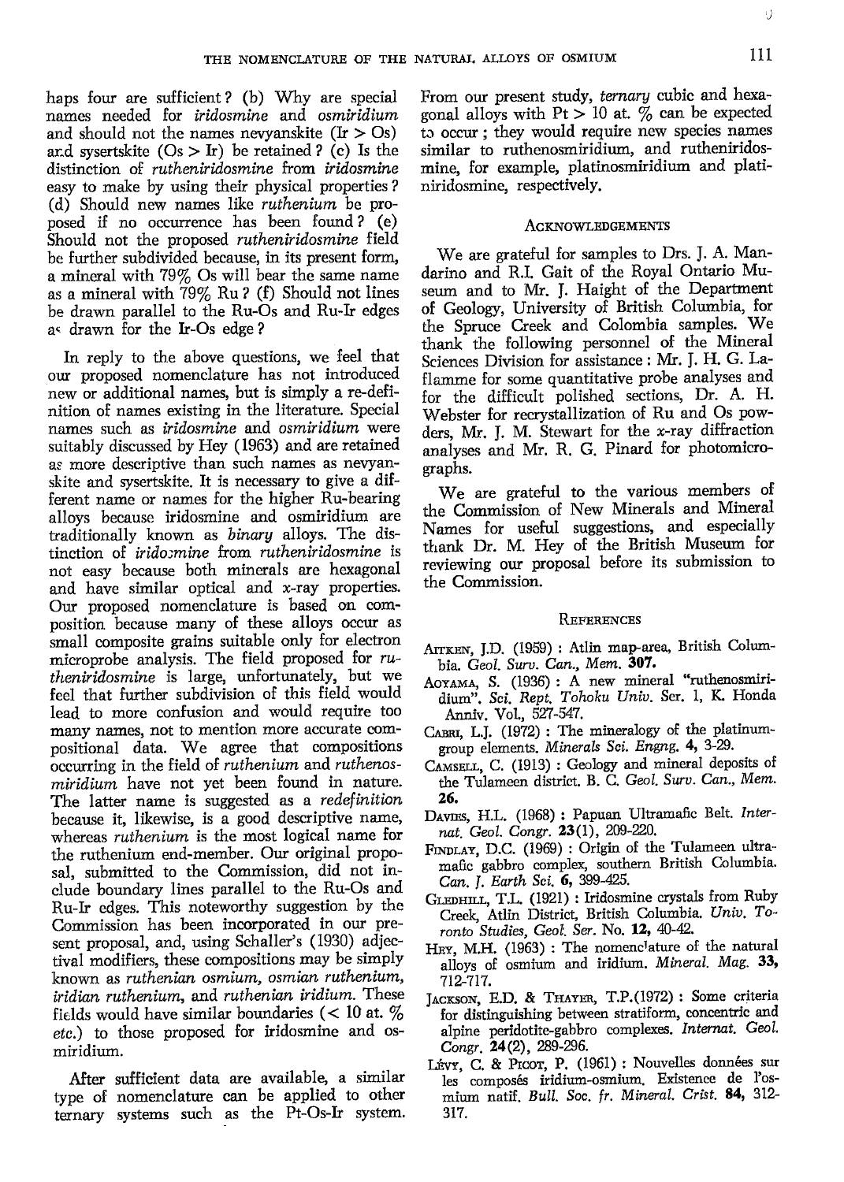haps four are sufficient? (b) Why are special names needed for *iridosmine* and *osmiridium* and should not the names nevyanskite (Ir > Os) and sysertskite (Os > Ir) be retained? (c) Is the distinction of *rutheniridosmine* from *iridosmine* easy to make by using their physical properties? (d) Should new names like *ruthenium* be proposed if no occurrence has been found? (e) Should not the proposed *rutheniridosmine* field be further subdivided because, in its present form, a mineral with 79% Os will bear the same name as a mineral with 79% Ru? (f) Should not lines be drawn parallel to the Ru-Os and Ru-Ir edges as drawn for the Ir-Os edge?

In reply to the above questions, we feel that our proposed nomenclature has not introduced new or additional names, but is simply a re-definition of names existing in the literature. Special names such as *iridosmine* and *osmiridium* were suitably discussed by Hey (1963) and are retained as more descriptive than such names as nevyanskite and sysertskite. It is necessary to give a different name or names for the higher Ru-bearing alloys because iridosmine and osmiridium are traditionally known as *binary* alloys. The distinction of *iridosmine* from *rutheniridosmine* is not easy because both minerals are hexagonal and have similar optical and x-ray properties. Our proposed nomenclature is based on composition because many of these alloys occur as small composite grains suitable only for electron microprobe analysis. The field proposed for *rutheniridosmine* is large, unfortunately, but we feel that further subdivision of this field would lead to more confusion and would require too many names, not to mention more accurate compositional data. We agree that compositions occurring in the field of *ruthenium* and *ruthenosmiridium* have not yet been found in nature. The latter name is suggested as a *redefinition* because it, likewise, is a good descriptive name, whereas *ruthenium* is the most logical name for the ruthenium end-member. Our original proposal, submitted to the Commission, did not include boundary lines parallel to the Ru-Os and Ru-Ir edges. This noteworthy suggestion by the Commission has been incorporated in our present proposal, and, using Schaller's (1930) adjectival modifiers, these compositions may be simply known as *ruthenian osmium, osmian ruthenium, iridian ruthenium*, and *ruthenian iridium*. These fields would have similar boundaries (< 10 at. % *etc.*) to those proposed for iridosmine and osmiridium.

After sufficient data are available, a similar type of nomenclature can be applied to other ternary systems such as the Pt-Os-Ir system. From our present study, *ternary* cubic and hexagonal alloys with Pt > 10 at. % can be expected to occur; they would require new species names similar to ruthenosmiridium, and rutheniridosmine, for example, platinosmiridium and platiniridosmine, respectively.

## Acknowledgements

We are grateful for samples to Drs. J. A. Mandarino and R.I. Gait of the Royal Ontario Museum and to Mr. J. Haight of the Department of Geology, University of British Columbia, for the Spruce Creek and Colombia samples. We thank the following personnel of the Mineral Sciences Division for assistance: Mr. J. H. G. Laflamme for some quantitative probe analyses and for the difficult polished sections, Dr. A. H. Webster for recrystallization of Ru and Os powders, Mr. J. M. Stewart for the x-ray diffraction analyses and Mr. R. G. Pinard for photomicrographs.

We are grateful to the various members of the Commission of New Minerals and Mineral Names for useful suggestions, and especially thank Dr. M. Hey of the British Museum for reviewing our proposal before its submission to the Commission.

## References

Aitken, J.D. (1959): Atlin map-area, British Columbia. *Geol. Surv. Can., Mem.* **307.**

Aoyama, S. (1936): A new mineral "ruthenosmiridium". *Sci. Rept. Tohoku Univ.* Ser. 1, K. Honda Anniv. Vol., 527-547.

Cabri, L.J. (1972): The mineralogy of the platinum-group elements. *Minerals Sci. Engng.* **4,** 3-29.

Camsell, C. (1913): Geology and mineral deposits of the Tulameen district. B. C. *Geol. Surv. Can., Mem.* **26.**

Davies, H.L. (1968): Papuan Ultramafic Belt. *Internat. Geol. Congr.* **23**(1), 209-220.

Findlay, D.C. (1969): Origin of the Tulameen ultramafic gabbro complex, southern British Columbia. *Can. J. Earth Sci.* **6,** 399-425.

Gledhill, T.L. (1921): Iridosmine crystals from Ruby Creek, Atlin District, British Columbia. *Univ. Toronto Studies, Geol. Ser.* No. **12,** 40-42.

Hey, M.H. (1963): The nomenclature of the natural alloys of osmium and iridium. *Mineral. Mag.* **33,** 712-717.

Jackson, E.D. & Thayer, T.P. (1972): Some criteria for distinguishing between stratiform, concentric and alpine peridotite-gabbro complexes. *Internat. Geol. Congr.* **24**(2), 289-296.

Lévy, C. & Picot, P. (1961): Nouvelles données sur les composés iridium-osmium. Existence de l'osmium natif. *Bull. Soc. fr. Minéral. Crist.* **84,** 312-317.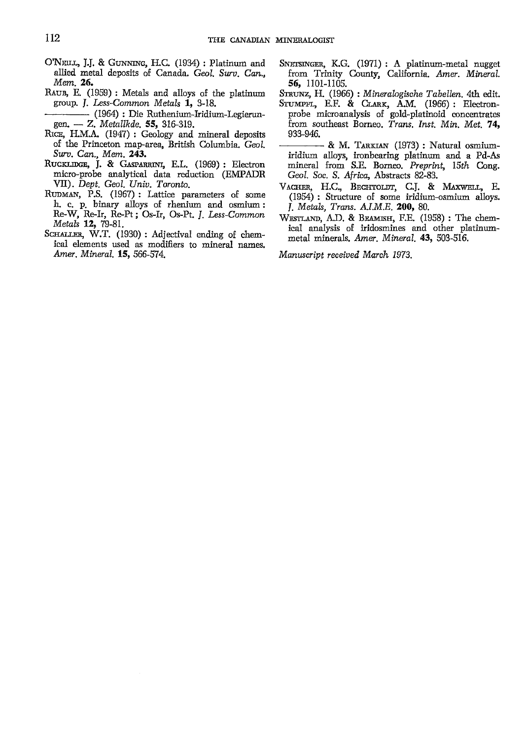O'NEILL, J.J. & GUNNING, H.C. (1934) : Platinum and allied metal deposits of Canada. *Geol. Surv. Can., Mem.* **26.**

RAUB, E. (1959) : Metals and alloys of the platinum group. *J. Less-Common Metals* **1,** 3-18.

——— (1964) : Die Ruthenium-Iridium-Legierungen. — *Z. Metallkde.* **55,** 316-319.

RICE, H.M.A. (1947) : Geology and mineral deposits of the Princeton map-area, British Columbia. *Geol. Surv. Can., Mem.* **243.**

RUCKLIDGE, J. & GASPARRINI, E.L. (1969) : Electron micro-probe analytical data reduction (EMPADR VII). *Dept. Geol. Univ. Toronto.*

RUDMAN, P.S. (1967) : Lattice parameters of some h. c. p. binary alloys of rhenium and osmium : Re-W, Re-Ir, Re-Pt ; Os-Ir, Os-Pt. *J. Less-Common Metals* **12,** 79-81.

SCHALLER, W.T. (1930) : Adjectival ending of chemical elements used as modifiers to mineral names. *Amer. Mineral.* **15,** 566-574.

SNETSINGER, K.G. (1971) : A platinum-metal nugget from Trinity County, California. *Amer. Mineral.* **56,** 1101-1105.

STRUNZ, H. (1966) : *Mineralogische Tabellen.* 4th edit.

STUMPFL, E.F. & CLARK, A.M. (1966) : Electron-probe microanalysis of gold-platinoid concentrates from southeast Borneo. *Trans. Inst. Min. Met.* **74,** 933-946.

——— & M. TARKIAN (1973) : Natural osmium-iridium alloys, ironbearing platinum and a Pd-As mineral from S.E. Borneo. *Preprint,* 15*th* Cong. *Geol. Soc. S. Africa,* Abstracts 82-83.

VACHER, H.C., BECHTOLDT, C.J. & MAXWELL, E. (1954) : Structure of some iridium-osmium alloys. *J. Metals, Trans. A.I.M.E.* **200,** 80.

WESTLAND, A.D. & BEAMISH, F.E. (1958) : The chemical analysis of iridosmines and other platinum-metal minerals. *Amer. Mineral.* **43,** 503-516.

*Manuscript received March 1973.*